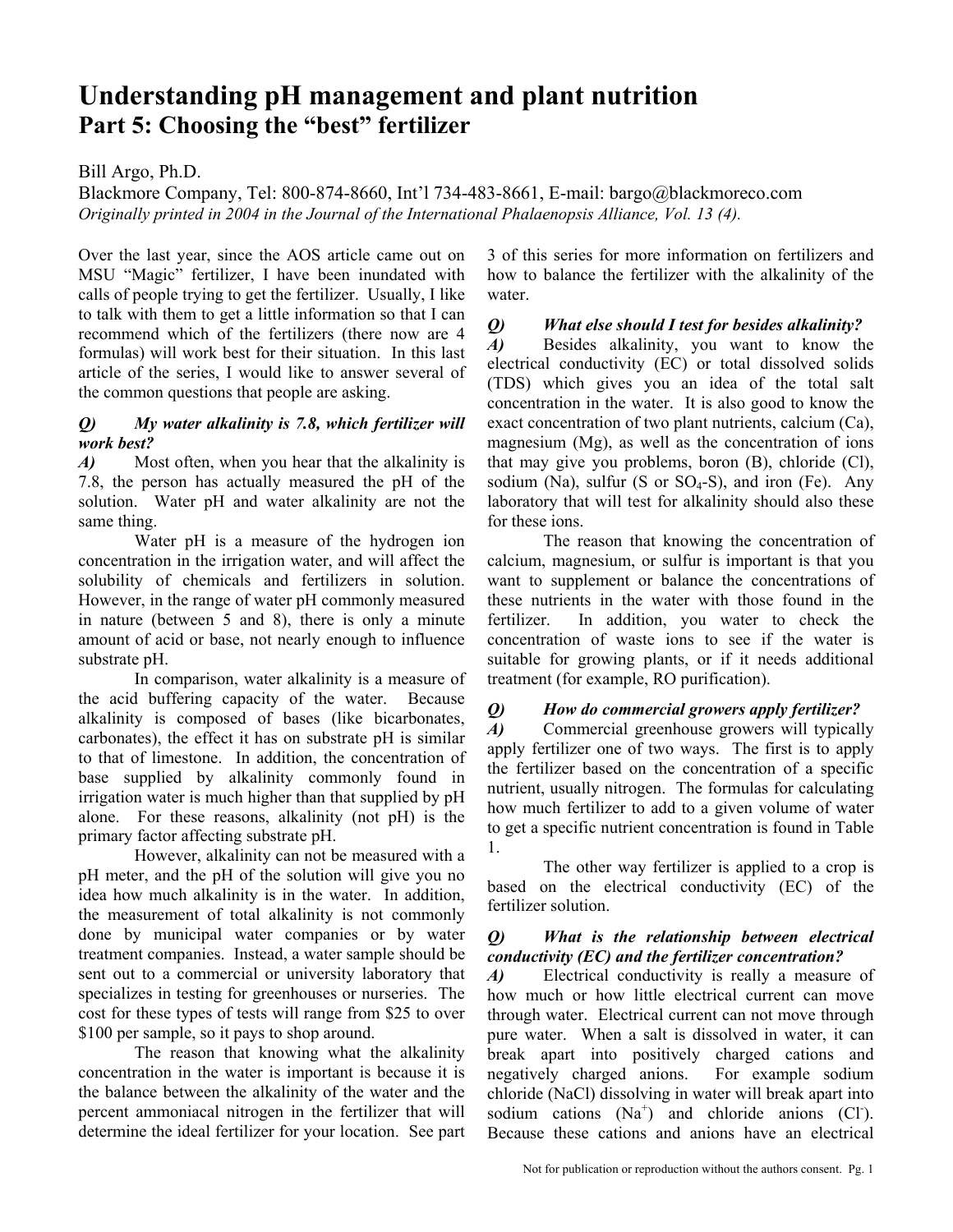# Understanding pH management and plant nutrition
## Part 5: Choosing the "best" fertilizer

Bill Argo, Ph.D.

Blackmore Company, Tel: 800-874-8660, Int'l 734-483-8661, E-mail: bargo@blackmoreco.com

*Originally printed in 2004 in the Journal of the International Phalaenopsis Alliance, Vol. 13 (4).*

Over the last year, since the AOS article came out on MSU "Magic" fertilizer, I have been inundated with calls of people trying to get the fertilizer. Usually, I like to talk with them to get a little information so that I can recommend which of the fertilizers (there now are 4 formulas) will work best for their situation. In this last article of the series, I would like to answer several of the common questions that people are asking.

***Q) My water alkalinity is 7.8, which fertilizer will work best?***

***A)*** Most often, when you hear that the alkalinity is 7.8, the person has actually measured the pH of the solution. Water pH and water alkalinity are not the same thing.

Water pH is a measure of the hydrogen ion concentration in the irrigation water, and will affect the solubility of chemicals and fertilizers in solution. However, in the range of water pH commonly measured in nature (between 5 and 8), there is only a minute amount of acid or base, not nearly enough to influence substrate pH.

In comparison, water alkalinity is a measure of the acid buffering capacity of the water. Because alkalinity is composed of bases (like bicarbonates, carbonates), the effect it has on substrate pH is similar to that of limestone. In addition, the concentration of base supplied by alkalinity commonly found in irrigation water is much higher than that supplied by pH alone. For these reasons, alkalinity (not pH) is the primary factor affecting substrate pH.

However, alkalinity can not be measured with a pH meter, and the pH of the solution will give you no idea how much alkalinity is in the water. In addition, the measurement of total alkalinity is not commonly done by municipal water companies or by water treatment companies. Instead, a water sample should be sent out to a commercial or university laboratory that specializes in testing for greenhouses or nurseries. The cost for these types of tests will range from $25 to over $100 per sample, so it pays to shop around.

The reason that knowing what the alkalinity concentration in the water is important is because it is the balance between the alkalinity of the water and the percent ammoniacal nitrogen in the fertilizer that will determine the ideal fertilizer for your location. See part 3 of this series for more information on fertilizers and how to balance the fertilizer with the alkalinity of the water.

***Q) What else should I test for besides alkalinity?***

***A)*** Besides alkalinity, you want to know the electrical conductivity (EC) or total dissolved solids (TDS) which gives you an idea of the total salt concentration in the water. It is also good to know the exact concentration of two plant nutrients, calcium (Ca), magnesium (Mg), as well as the concentration of ions that may give you problems, boron (B), chloride (Cl), sodium (Na), sulfur (S or $SO_4$-S), and iron (Fe). Any laboratory that will test for alkalinity should also these for these ions.

The reason that knowing the concentration of calcium, magnesium, or sulfur is important is that you want to supplement or balance the concentrations of these nutrients in the water with those found in the fertilizer. In addition, you water to check the concentration of waste ions to see if the water is suitable for growing plants, or if it needs additional treatment (for example, RO purification).

***Q) How do commercial growers apply fertilizer?***

***A)*** Commercial greenhouse growers will typically apply fertilizer one of two ways. The first is to apply the fertilizer based on the concentration of a specific nutrient, usually nitrogen. The formulas for calculating how much fertilizer to add to a given volume of water to get a specific nutrient concentration is found in Table 1.

The other way fertilizer is applied to a crop is based on the electrical conductivity (EC) of the fertilizer solution.

***Q) What is the relationship between electrical conductivity (EC) and the fertilizer concentration?***

***A)*** Electrical conductivity is really a measure of how much or how little electrical current can move through water. Electrical current can not move through pure water. When a salt is dissolved in water, it can break apart into positively charged cations and negatively charged anions. For example sodium chloride (NaCl) dissolving in water will break apart into sodium cations ($Na^+$) and chloride anions ($Cl^-$). Because these cations and anions have an electrical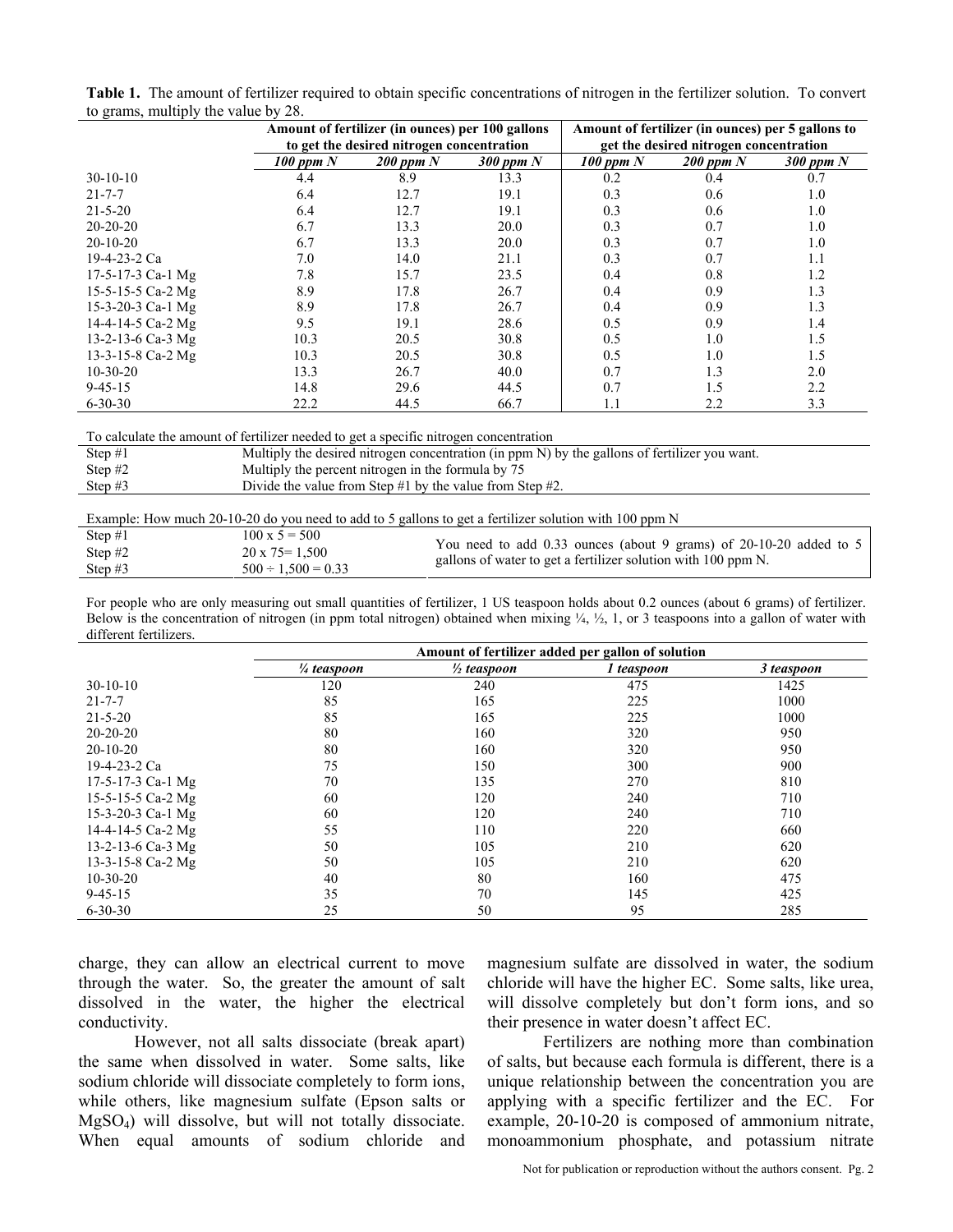**Table 1.** The amount of fertilizer required to obtain specific concentrations of nitrogen in the fertilizer solution. To convert to grams, multiply the value by 28.

| | Amount of fertilizer (in ounces) per 100 gallons to get the desired nitrogen concentration | | | Amount of fertilizer (in ounces) per 5 gallons to get the desired nitrogen concentration | | |
|---|---|---|---|---|---|---|
| | *100 ppm N* | *200 ppm N* | *300 ppm N* | *100 ppm N* | *200 ppm N* | *300 ppm N* |
| 30-10-10 | 4.4 | 8.9 | 13.3 | 0.2 | 0.4 | 0.7 |
| 21-7-7 | 6.4 | 12.7 | 19.1 | 0.3 | 0.6 | 1.0 |
| 21-5-20 | 6.4 | 12.7 | 19.1 | 0.3 | 0.6 | 1.0 |
| 20-20-20 | 6.7 | 13.3 | 20.0 | 0.3 | 0.7 | 1.0 |
| 20-10-20 | 6.7 | 13.3 | 20.0 | 0.3 | 0.7 | 1.0 |
| 19-4-23-2 Ca | 7.0 | 14.0 | 21.1 | 0.3 | 0.7 | 1.1 |
| 17-5-17-3 Ca-1 Mg | 7.8 | 15.7 | 23.5 | 0.4 | 0.8 | 1.2 |
| 15-5-15-5 Ca-2 Mg | 8.9 | 17.8 | 26.7 | 0.4 | 0.9 | 1.3 |
| 15-3-20-3 Ca-1 Mg | 8.9 | 17.8 | 26.7 | 0.4 | 0.9 | 1.3 |
| 14-4-14-5 Ca-2 Mg | 9.5 | 19.1 | 28.6 | 0.5 | 0.9 | 1.4 |
| 13-2-13-6 Ca-3 Mg | 10.3 | 20.5 | 30.8 | 0.5 | 1.0 | 1.5 |
| 13-3-15-8 Ca-2 Mg | 10.3 | 20.5 | 30.8 | 0.5 | 1.0 | 1.5 |
| 10-30-20 | 13.3 | 26.7 | 40.0 | 0.7 | 1.3 | 2.0 |
| 9-45-15 | 14.8 | 29.6 | 44.5 | 0.7 | 1.5 | 2.2 |
| 6-30-30 | 22.2 | 44.5 | 66.7 | 1.1 | 2.2 | 3.3 |

To calculate the amount of fertilizer needed to get a specific nitrogen concentration

| | |
|---|---|
| Step #1 | Multiply the desired nitrogen concentration (in ppm N) by the gallons of fertilizer you want. |
| Step #2 | Multiply the percent nitrogen in the formula by 75 |
| Step #3 | Divide the value from Step #1 by the value from Step #2. |

Example: How much 20-10-20 do you need to add to 5 gallons to get a fertilizer solution with 100 ppm N

| | | |
|---|---|---|
| Step #1 | 100 x 5 = 500 | You need to add 0.33 ounces (about 9 grams) of 20-10-20 added to 5 gallons of water to get a fertilizer solution with 100 ppm N. |
| Step #2 | 20 x 75= 1,500 | |
| Step #3 | 500 ÷ 1,500 = 0.33 | |

For people who are only measuring out small quantities of fertilizer, 1 US teaspoon holds about 0.2 ounces (about 6 grams) of fertilizer. Below is the concentration of nitrogen (in ppm total nitrogen) obtained when mixing ¼, ½, 1, or 3 teaspoons into a gallon of water with different fertilizers.

| | Amount of fertilizer added per gallon of solution | | | |
|---|---|---|---|---|
| | *¼ teaspoon* | *½ teaspoon* | *1 teaspoon* | *3 teaspoon* |
| 30-10-10 | 120 | 240 | 475 | 1425 |
| 21-7-7 | 85 | 165 | 225 | 1000 |
| 21-5-20 | 85 | 165 | 225 | 1000 |
| 20-20-20 | 80 | 160 | 320 | 950 |
| 20-10-20 | 80 | 160 | 320 | 950 |
| 19-4-23-2 Ca | 75 | 150 | 300 | 900 |
| 17-5-17-3 Ca-1 Mg | 70 | 135 | 270 | 810 |
| 15-5-15-5 Ca-2 Mg | 60 | 120 | 240 | 710 |
| 15-3-20-3 Ca-1 Mg | 60 | 120 | 240 | 710 |
| 14-4-14-5 Ca-2 Mg | 55 | 110 | 220 | 660 |
| 13-2-13-6 Ca-3 Mg | 50 | 105 | 210 | 620 |
| 13-3-15-8 Ca-2 Mg | 50 | 105 | 210 | 620 |
| 10-30-20 | 40 | 80 | 160 | 475 |
| 9-45-15 | 35 | 70 | 145 | 425 |
| 6-30-30 | 25 | 50 | 95 | 285 |

charge, they can allow an electrical current to move through the water. So, the greater the amount of salt dissolved in the water, the higher the electrical conductivity.

However, not all salts dissociate (break apart) the same when dissolved in water. Some salts, like sodium chloride will dissociate completely to form ions, while others, like magnesium sulfate (Epson salts or $MgSO_4$) will dissolve, but will not totally dissociate. When equal amounts of sodium chloride and magnesium sulfate are dissolved in water, the sodium chloride will have the higher EC. Some salts, like urea, will dissolve completely but don't form ions, and so their presence in water doesn't affect EC.

Fertilizers are nothing more than combination of salts, but because each formula is different, there is a unique relationship between the concentration you are applying with a specific fertilizer and the EC. For example, 20-10-20 is composed of ammonium nitrate, monoammonium phosphate, and potassium nitrate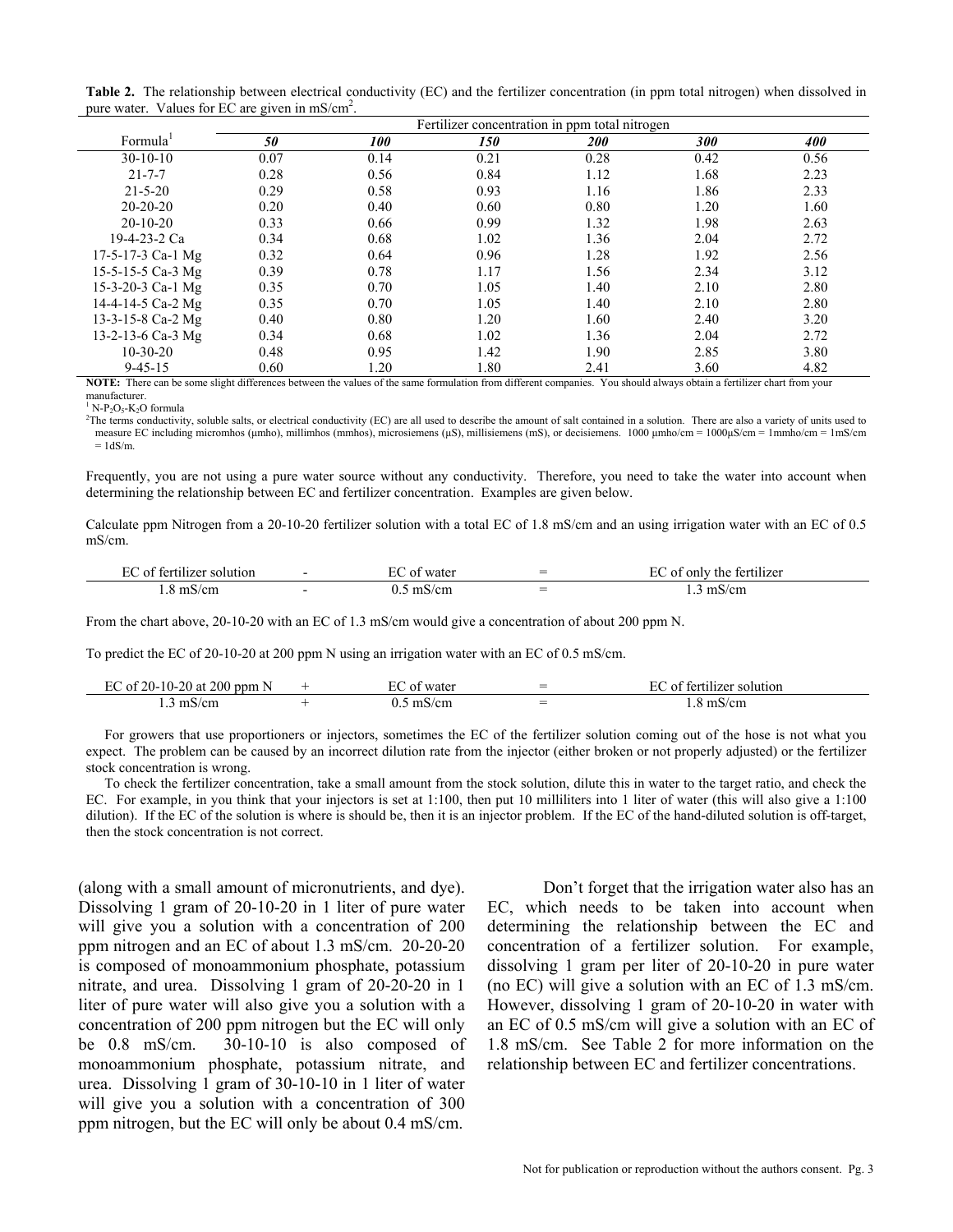**Table 2.** The relationship between electrical conductivity (EC) and the fertilizer concentration (in ppm total nitrogen) when dissolved in pure water. Values for EC are given in mS/cm[2].

| Formula[1] | Fertilizer concentration in ppm total nitrogen | | | | | |
|---|---|---|---|---|---|---|
| | ***50*** | ***100*** | ***150*** | ***200*** | ***300*** | ***400*** |
| 30-10-10 | 0.07 | 0.14 | 0.21 | 0.28 | 0.42 | 0.56 |
| 21-7-7 | 0.28 | 0.56 | 0.84 | 1.12 | 1.68 | 2.23 |
| 21-5-20 | 0.29 | 0.58 | 0.93 | 1.16 | 1.86 | 2.33 |
| 20-20-20 | 0.20 | 0.40 | 0.60 | 0.80 | 1.20 | 1.60 |
| 20-10-20 | 0.33 | 0.66 | 0.99 | 1.32 | 1.98 | 2.63 |
| 19-4-23-2 Ca | 0.34 | 0.68 | 1.02 | 1.36 | 2.04 | 2.72 |
| 17-5-17-3 Ca-1 Mg | 0.32 | 0.64 | 0.96 | 1.28 | 1.92 | 2.56 |
| 15-5-15-5 Ca-3 Mg | 0.39 | 0.78 | 1.17 | 1.56 | 2.34 | 3.12 |
| 15-3-20-3 Ca-1 Mg | 0.35 | 0.70 | 1.05 | 1.40 | 2.10 | 2.80 |
| 14-4-14-5 Ca-2 Mg | 0.35 | 0.70 | 1.05 | 1.40 | 2.10 | 2.80 |
| 13-3-15-8 Ca-2 Mg | 0.40 | 0.80 | 1.20 | 1.60 | 2.40 | 3.20 |
| 13-2-13-6 Ca-3 Mg | 0.34 | 0.68 | 1.02 | 1.36 | 2.04 | 2.72 |
| 10-30-20 | 0.48 | 0.95 | 1.42 | 1.90 | 2.85 | 3.80 |
| 9-45-15 | 0.60 | 1.20 | 1.80 | 2.41 | 3.60 | 4.82 |

**NOTE:** There can be some slight differences between the values of the same formulation from different companies. You should always obtain a fertilizer chart from your manufacturer.

[1] N-$P_2O_5$-$K_2O$ formula

[2] The terms conductivity, soluble salts, or electrical conductivity (EC) are all used to describe the amount of salt contained in a solution. There are also a variety of units used to measure EC including micromhos (µmho), millimhos (mmhos), microsiemens (µS), millisiemens (mS), or decisiemens. 1000 µmho/cm = 1000µS/cm = 1mmho/cm = 1mS/cm = 1dS/m.

Frequently, you are not using a pure water source without any conductivity. Therefore, you need to take the water into account when determining the relationship between EC and fertilizer concentration. Examples are given below.

Calculate ppm Nitrogen from a 20-10-20 fertilizer solution with a total EC of 1.8 mS/cm and an using irrigation water with an EC of 0.5 mS/cm.

| EC of fertilizer solution | - | EC of water | = | EC of only the fertilizer |
|---|---|---|---|---|
| 1.8 mS/cm | - | 0.5 mS/cm | = | 1.3 mS/cm |

From the chart above, 20-10-20 with an EC of 1.3 mS/cm would give a concentration of about 200 ppm N.

To predict the EC of 20-10-20 at 200 ppm N using an irrigation water with an EC of 0.5 mS/cm.

| EC of 20-10-20 at 200 ppm N | + | EC of water | = | EC of fertilizer solution |
|---|---|---|---|---|
| 1.3 mS/cm | + | 0.5 mS/cm | = | 1.8 mS/cm |

For growers that use proportioners or injectors, sometimes the EC of the fertilizer solution coming out of the hose is not what you expect. The problem can be caused by an incorrect dilution rate from the injector (either broken or not properly adjusted) or the fertilizer stock concentration is wrong.

To check the fertilizer concentration, take a small amount from the stock solution, dilute this in water to the target ratio, and check the EC. For example, in you think that your injectors is set at 1:100, then put 10 milliliters into 1 liter of water (this will also give a 1:100 dilution). If the EC of the solution is where is should be, then it is an injector problem. If the EC of the hand-diluted solution is off-target, then the stock concentration is not correct.

(along with a small amount of micronutrients, and dye). Dissolving 1 gram of 20-10-20 in 1 liter of pure water will give you a solution with a concentration of 200 ppm nitrogen and an EC of about 1.3 mS/cm. 20-20-20 is composed of monoammonium phosphate, potassium nitrate, and urea. Dissolving 1 gram of 20-20-20 in 1 liter of pure water will also give you a solution with a concentration of 200 ppm nitrogen but the EC will only be 0.8 mS/cm. 30-10-10 is also composed of monoammonium phosphate, potassium nitrate, and urea. Dissolving 1 gram of 30-10-10 in 1 liter of water will give you a solution with a concentration of 300 ppm nitrogen, but the EC will only be about 0.4 mS/cm.

Don't forget that the irrigation water also has an EC, which needs to be taken into account when determining the relationship between the EC and concentration of a fertilizer solution. For example, dissolving 1 gram per liter of 20-10-20 in pure water (no EC) will give a solution with an EC of 1.3 mS/cm. However, dissolving 1 gram of 20-10-20 in water with an EC of 0.5 mS/cm will give a solution with an EC of 1.8 mS/cm. See Table 2 for more information on the relationship between EC and fertilizer concentrations.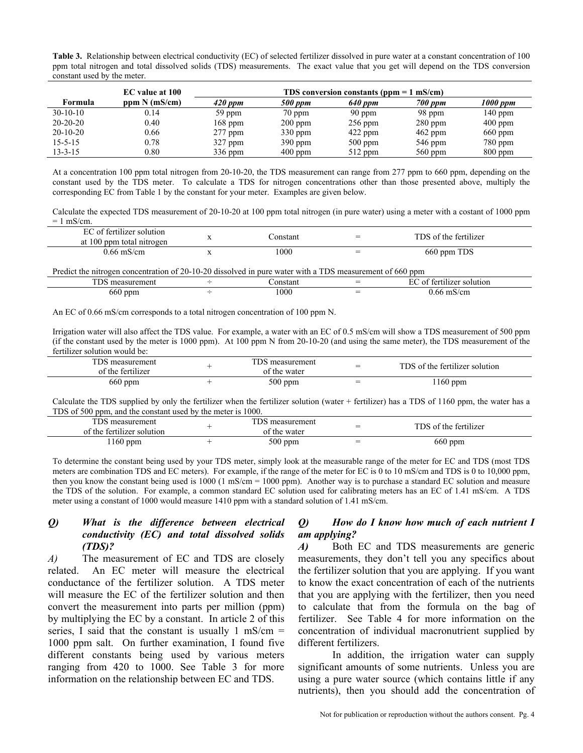**Table 3.** Relationship between electrical conductivity (EC) of selected fertilizer dissolved in pure water at a constant concentration of 100 ppm total nitrogen and total dissolved solids (TDS) measurements. The exact value that you get will depend on the TDS conversion constant used by the meter.

| Formula | EC value at 100 ppm N (mS/cm) | TDS conversion constants (ppm = 1 mS/cm) | | | | |
|---|---|---|---|---|---|---|
| | | *420 ppm* | *500 ppm* | *640 ppm* | *700 ppm* | *1000 ppm* |
| 30-10-10 | 0.14 | 59 ppm | 70 ppm | 90 ppm | 98 ppm | 140 ppm |
| 20-20-20 | 0.40 | 168 ppm | 200 ppm | 256 ppm | 280 ppm | 400 ppm |
| 20-10-20 | 0.66 | 277 ppm | 330 ppm | 422 ppm | 462 ppm | 660 ppm |
| 15-5-15 | 0.78 | 327 ppm | 390 ppm | 500 ppm | 546 ppm | 780 ppm |
| 13-3-15 | 0.80 | 336 ppm | 400 ppm | 512 ppm | 560 ppm | 800 ppm |

At a concentration 100 ppm total nitrogen from 20-10-20, the TDS measurement can range from 277 ppm to 660 ppm, depending on the constant used by the TDS meter. To calculate a TDS for nitrogen concentrations other than those presented above, multiply the corresponding EC from Table 1 by the constant for your meter. Examples are given below.

Calculate the expected TDS measurement of 20-10-20 at 100 ppm total nitrogen (in pure water) using a meter with a costant of 1000 ppm = 1 mS/cm.

| EC of fertilizer solution at 100 ppm total nitrogen | x | Constant | = | TDS of the fertilizer |
|---|---|---|---|---|
| 0.66 mS/cm | x | 1000 | = | 660 ppm TDS |

Predict the nitrogen concentration of 20-10-20 dissolved in pure water with a TDS measurement of 660 ppm

| TDS measurement | ÷ | Constant | = | EC of fertilizer solution |
|---|---|---|---|---|
| 660 ppm | ÷ | 1000 | = | 0.66 mS/cm |

An EC of 0.66 mS/cm corresponds to a total nitrogen concentration of 100 ppm N.

Irrigation water will also affect the TDS value. For example, a water with an EC of 0.5 mS/cm will show a TDS measurement of 500 ppm (if the constant used by the meter is 1000 ppm). At 100 ppm N from 20-10-20 (and using the same meter), the TDS measurement of the fertilizer solution would be:

| TDS measurement of the fertilizer | + | TDS measurement of the water | = | TDS of the fertilizer solution |
|---|---|---|---|---|
| 660 ppm | + | 500 ppm | = | 1160 ppm |

Calculate the TDS supplied by only the fertilizer when the fertilizer solution (water + fertilizer) has a TDS of 1160 ppm, the water has a TDS of 500 ppm, and the constant used by the meter is 1000.

| TDS measurement of the fertilizer solution | + | TDS measurement of the water | = | TDS of the fertilizer |
|---|---|---|---|---|
| 1160 ppm | + | 500 ppm | = | 660 ppm |

To determine the constant being used by your TDS meter, simply look at the measurable range of the meter for EC and TDS (most TDS meters are combination TDS and EC meters). For example, if the range of the meter for EC is 0 to 10 mS/cm and TDS is 0 to 10,000 ppm, then you know the constant being used is 1000 (1 mS/cm = 1000 ppm). Another way is to purchase a standard EC solution and measure the TDS of the solution. For example, a common standard EC solution used for calibrating meters has an EC of 1.41 mS/cm. A TDS meter using a constant of 1000 would measure 1410 ppm with a standard solution of 1.41 mS/cm.

***Q) What is the difference between electrical conductivity (EC) and total dissolved solids (TDS)?***

***A)*** The measurement of EC and TDS are closely related. An EC meter will measure the electrical conductance of the fertilizer solution. A TDS meter will measure the EC of the fertilizer solution and then convert the measurement into parts per million (ppm) by multiplying the EC by a constant. In article 2 of this series, I said that the constant is usually 1 mS/cm = 1000 ppm salt. On further examination, I found five different constants being used by various meters ranging from 420 to 1000. See Table 3 for more information on the relationship between EC and TDS.

***Q) How do I know how much of each nutrient I am applying?***

***A)*** Both EC and TDS measurements are generic measurements, they don't tell you any specifics about the fertilizer solution that you are applying. If you want to know the exact concentration of each of the nutrients that you are applying with the fertilizer, then you need to calculate that from the formula on the bag of fertilizer. See Table 4 for more information on the concentration of individual macronutrient supplied by different fertilizers.

In addition, the irrigation water can supply significant amounts of some nutrients. Unless you are using a pure water source (which contains little if any nutrients), then you should add the concentration of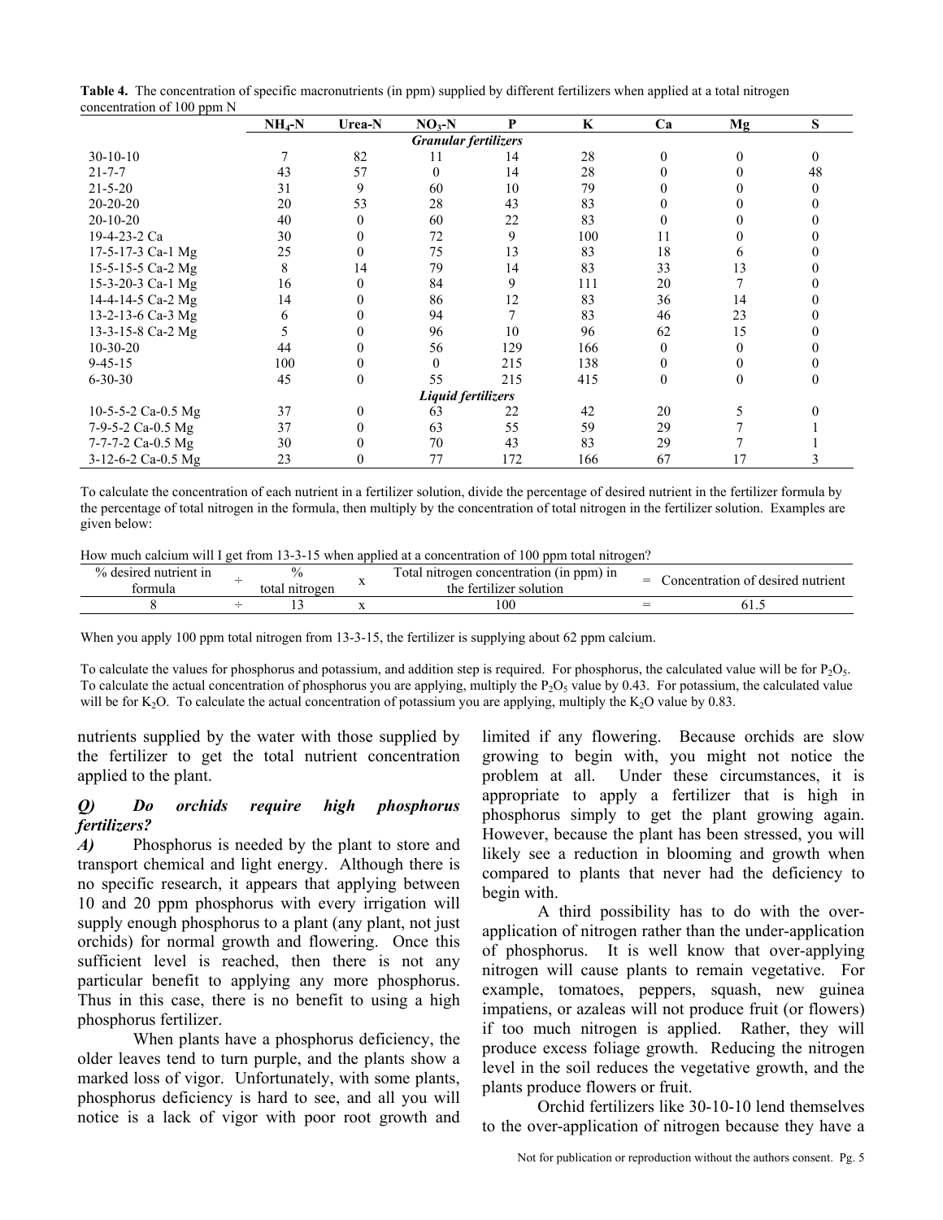**Table 4.** The concentration of specific macronutrients (in ppm) supplied by different fertilizers when applied at a total nitrogen concentration of 100 ppm N

| | $NH_4$-N | Urea-N | $NO_3$-N | P | K | Ca | Mg | S |
|---|---|---|---|---|---|---|---|---|
| | | | ***Granular fertilizers*** | | | | | |
| 30-10-10 | 7 | 82 | 11 | 14 | 28 | 0 | 0 | 0 |
| 21-7-7 | 43 | 57 | 0 | 14 | 28 | 0 | 0 | 48 |
| 21-5-20 | 31 | 9 | 60 | 10 | 79 | 0 | 0 | 0 |
| 20-20-20 | 20 | 53 | 28 | 43 | 83 | 0 | 0 | 0 |
| 20-10-20 | 40 | 0 | 60 | 22 | 83 | 0 | 0 | 0 |
| 19-4-23-2 Ca | 30 | 0 | 72 | 9 | 100 | 11 | 0 | 0 |
| 17-5-17-3 Ca-1 Mg | 25 | 0 | 75 | 13 | 83 | 18 | 6 | 0 |
| 15-5-15-5 Ca-2 Mg | 8 | 14 | 79 | 14 | 83 | 33 | 13 | 0 |
| 15-3-20-3 Ca-1 Mg | 16 | 0 | 84 | 9 | 111 | 20 | 7 | 0 |
| 14-4-14-5 Ca-2 Mg | 14 | 0 | 86 | 12 | 83 | 36 | 14 | 0 |
| 13-2-13-6 Ca-3 Mg | 6 | 0 | 94 | 7 | 83 | 46 | 23 | 0 |
| 13-3-15-8 Ca-2 Mg | 5 | 0 | 96 | 10 | 96 | 62 | 15 | 0 |
| 10-30-20 | 44 | 0 | 56 | 129 | 166 | 0 | 0 | 0 |
| 9-45-15 | 100 | 0 | 0 | 215 | 138 | 0 | 0 | 0 |
| 6-30-30 | 45 | 0 | 55 | 215 | 415 | 0 | 0 | 0 |
| | | | ***Liquid fertilizers*** | | | | | |
| 10-5-5-2 Ca-0.5 Mg | 37 | 0 | 63 | 22 | 42 | 20 | 5 | 0 |
| 7-9-5-2 Ca-0.5 Mg | 37 | 0 | 63 | 55 | 59 | 29 | 7 | 1 |
| 7-7-7-2 Ca-0.5 Mg | 30 | 0 | 70 | 43 | 83 | 29 | 7 | 1 |
| 3-12-6-2 Ca-0.5 Mg | 23 | 0 | 77 | 172 | 166 | 67 | 17 | 3 |

To calculate the concentration of each nutrient in a fertilizer solution, divide the percentage of desired nutrient in the fertilizer formula by the percentage of total nitrogen in the formula, then multiply by the concentration of total nitrogen in the fertilizer solution. Examples are given below:

How much calcium will I get from 13-3-15 when applied at a concentration of 100 ppm total nitrogen?

| % desired nutrient in formula | ÷ | % total nitrogen | x | Total nitrogen concentration (in ppm) in the fertilizer solution | = | Concentration of desired nutrient |
|---|---|---|---|---|---|---|
| 8 | ÷ | 13 | x | 100 | = | 61.5 |

When you apply 100 ppm total nitrogen from 13-3-15, the fertilizer is supplying about 62 ppm calcium.

To calculate the values for phosphorus and potassium, and addition step is required. For phosphorus, the calculated value will be for $P_2O_5$. To calculate the actual concentration of phosphorus you are applying, multiply the $P_2O_5$ value by 0.43. For phosphorus, the calculated value will be for $K_2O$. To calculate the actual concentration of potassium you are applying, multiply the $K_2O$ value by 0.83.

nutrients supplied by the water with those supplied by the fertilizer to get the total nutrient concentration applied to the plant.

### *Q) Do orchids require high phosphorus fertilizers?*

***A)*** Phosphorus is needed by the plant to store and transport chemical and light energy. Although there is no specific research, it appears that applying between 10 and 20 ppm phosphorus with every irrigation will supply enough phosphorus to a plant (any plant, not just orchids) for normal growth and flowering. Once this sufficient level is reached, then there is not any particular benefit to applying any more phosphorus. Thus in this case, there is no benefit to using a high phosphorus fertilizer.

When plants have a phosphorus deficiency, the older leaves tend to turn purple, and the plants show a marked loss of vigor. Unfortunately, with some plants, phosphorus deficiency is hard to see, and all you will notice is a lack of vigor with poor root growth and limited if any flowering. Because orchids are slow growing to begin with, you might not notice the problem at all. Under these circumstances, it is appropriate to apply a fertilizer that is high in phosphorus simply to get the plant growing again. However, because the plant has been stressed, you will likely see a reduction in blooming and growth when compared to plants that never had the deficiency to begin with.

A third possibility has to do with the over-application of nitrogen rather than the under-application of phosphorus. It is well know that over-applying nitrogen will cause plants to remain vegetative. For example, tomatoes, peppers, squash, new guinea impatiens, or azaleas will not produce fruit (or flowers) if too much nitrogen is applied. Rather, they will produce excess foliage growth. Reducing the nitrogen level in the soil reduces the vegetative growth, and the plants produce flowers or fruit.

Orchid fertilizers like 30-10-10 lend themselves to the over-application of nitrogen because they have a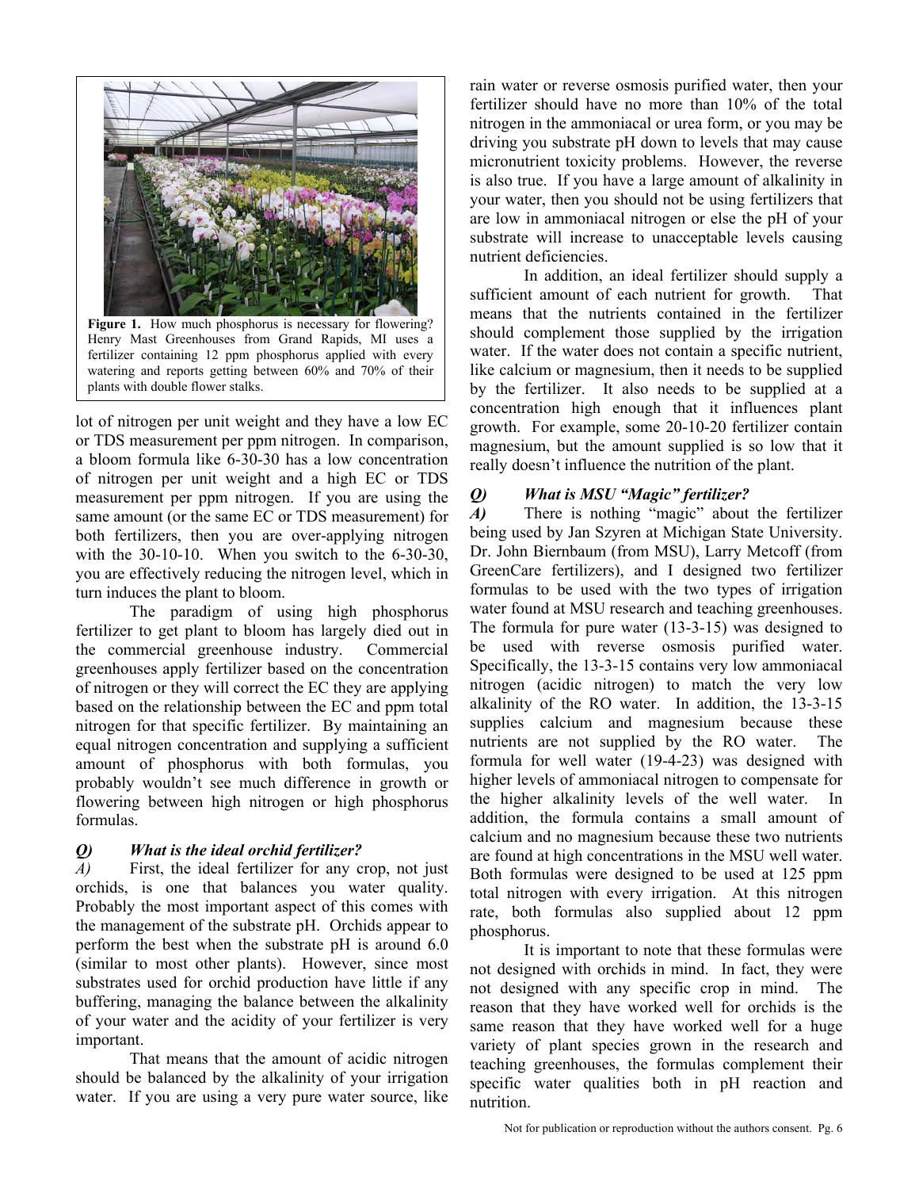Figure 1. How much phosphorus is necessary for flowering? Henry Mast Greenhouses from Grand Rapids, MI uses a fertilizer containing 12 ppm phosphorus applied with every watering and reports getting between 60% and 70% of their plants with double flower stalks.

lot of nitrogen per unit weight and they have a low EC or TDS measurement per ppm nitrogen. In comparison, a bloom formula like 6-30-30 has a low concentration of nitrogen per unit weight and a high EC or TDS measurement per ppm nitrogen. If you are using the same amount (or the same EC or TDS measurement) for both fertilizers, then you are over-applying nitrogen with the 30-10-10. When you switch to the 6-30-30, you are effectively reducing the nitrogen level, which in turn induces the plant to bloom.

The paradigm of using high phosphorus fertilizer to get plant to bloom has largely died out in the commercial greenhouse industry. Commercial greenhouses apply fertilizer based on the concentration of nitrogen or they will correct the EC they are applying based on the relationship between the EC and ppm total nitrogen for that specific fertilizer. By maintaining an equal nitrogen concentration and supplying a sufficient amount of phosphorus with both formulas, you probably wouldn't see much difference in growth or flowering between high nitrogen or high phosphorus formulas.

***Q) What is the ideal orchid fertilizer?***

*A)* First, the ideal fertilizer for any crop, not just orchids, is one that balances you water quality. Probably the most important aspect of this comes with the management of the substrate pH. Orchids appear to perform the best when the substrate pH is around 6.0 (similar to most other plants). However, since most substrates used for orchid production have little if any buffering, managing the balance between the alkalinity of your water and the acidity of your fertilizer is very important.

That means that the amount of acidic nitrogen should be balanced by the alkalinity of your irrigation water. If you are using a very pure water source, like rain water or reverse osmosis purified water, then your fertilizer should have no more than 10% of the total nitrogen in the ammoniacal or urea form, or you may be driving you substrate pH down to levels that may cause micronutrient toxicity problems. However, the reverse is also true. If you have a large amount of alkalinity in your water, then you should not be using fertilizers that are low in ammoniacal nitrogen or else the pH of your substrate will increase to unacceptable levels causing nutrient deficiencies.

In addition, an ideal fertilizer should supply a sufficient amount of each nutrient for growth. That means that the nutrients contained in the fertilizer should complement those supplied by the irrigation water. If the water does not contain a specific nutrient, like calcium or magnesium, then it needs to be supplied by the fertilizer. It also needs to be supplied at a concentration high enough that it influences plant growth. For example, some 20-10-20 fertilizer contain magnesium, but the amount supplied is so low that it really doesn't influence the nutrition of the plant.

***Q) What is MSU "Magic" fertilizer?***

*A)* There is nothing "magic" about the fertilizer being used by Jan Szyren at Michigan State University. Dr. John Biernbaum (from MSU), Larry Metcoff (from GreenCare fertilizers), and I designed two fertilizer formulas to be used with the two types of irrigation water found at MSU research and teaching greenhouses. The formula for pure water (13-3-15) was designed to be used with reverse osmosis purified water. Specifically, the 13-3-15 contains very low ammoniacal nitrogen (acidic nitrogen) to match the very low alkalinity of the RO water. In addition, the 13-3-15 supplies calcium and magnesium because these nutrients are not supplied by the RO water. The formula for well water (19-4-23) was designed with higher levels of ammoniacal nitrogen to compensate for the higher alkalinity levels of the well water. In addition, the formula contains a small amount of calcium and no magnesium because these two nutrients are found at high concentrations in the MSU well water. Both formulas were designed to be used at 125 ppm total nitrogen with every irrigation. At this nitrogen rate, both formulas also supplied about 12 ppm phosphorus.

It is important to note that these formulas were not designed with orchids in mind. In fact, they were not designed with any specific crop in mind. The reason that they have worked well for orchids is the same reason that they have worked well for a huge variety of plant species grown in the research and teaching greenhouses, the formulas complement their specific water qualities both in pH reaction and nutrition.